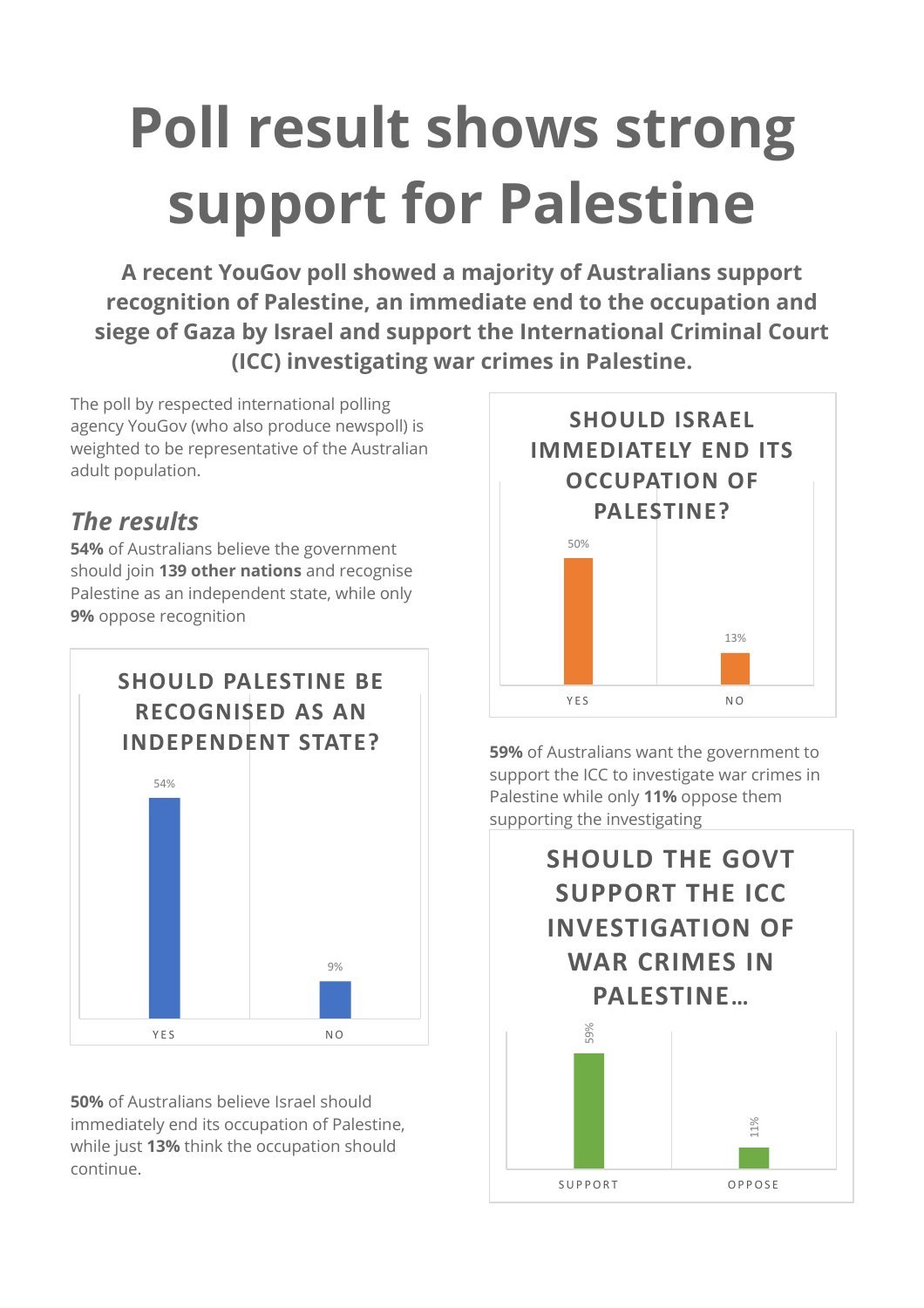# Poll result shows strong support for Palestine

**A recent YouGov poll showed a majority of Australians support recognition of Palestine, an immediate end to the occupation and siege of Gaza by Israel and support the International Criminal Court (ICC) investigating war crimes in Palestine.**

The poll by respected international polling agency YouGov (who also produce newspoll) is weighted to be representative of the Australian adult population.

## *The results*

**54%** of Australians believe the government should join **139 other nations** and recognise Palestine as an independent state, while only **9%** oppose recognition

**SHOULD PALESTINE BE RECOGNISED AS AN INDEPENDENT STATE?**

| | YES | NO |
|---|---|---|
| % | 54% | 9% |

**50%** of Australians believe Israel should immediately end its occupation of Palestine, while just **13%** think the occupation should continue.

**SHOULD ISRAEL IMMEDIATELY END ITS OCCUPATION OF PALESTINE?**

| | YES | NO |
|---|---|---|
| % | 50% | 13% |

**59%** of Australians want the government to support the ICC to investigate war crimes in Palestine while only **11%** oppose them supporting the investigating

**SHOULD THE GOVT SUPPORT THE ICC INVESTIGATION OF WAR CRIMES IN PALESTINE...**

| | SUPPORT | OPPOSE |
|---|---|---|
| % | 59% | 11% |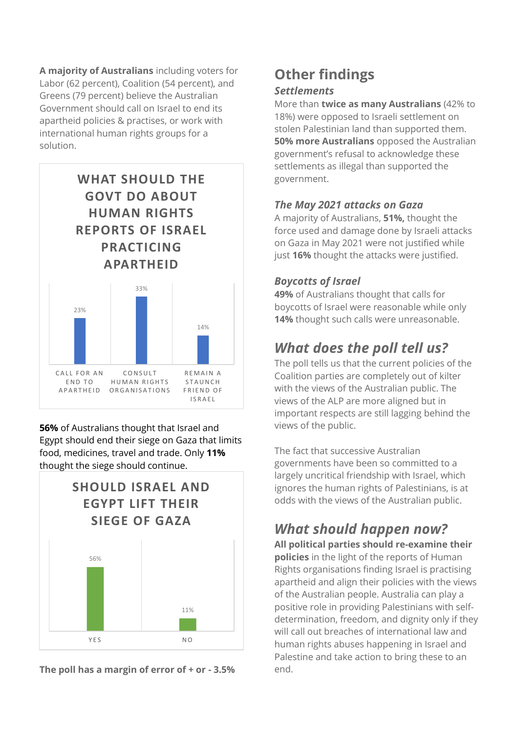**A majority of Australians** including voters for Labor (62 percent), Coalition (54 percent), and Greens (79 percent) believe the Australian Government should call on Israel to end its apartheid policies & practises, or work with international human rights groups for a solution.

WHAT SHOULD THE GOVT DO ABOUT HUMAN RIGHTS REPORTS OF ISRAEL PRACTICING APARTHEID

23%

33%

14%

CALL FOR AN END TO APARTHEID

CONSULT HUMAN RIGHTS ORGANISATIONS

REMAIN A STAUNCH FRIEND OF ISRAEL

**56%** of Australians thought that Israel and Egypt should end their siege on Gaza that limits food, medicines, travel and trade. Only **11%** thought the siege should continue.

SHOULD ISRAEL AND EGYPT LIFT THEIR SIEGE OF GAZA

56%

11%

YES

NO

**The poll has a margin of error of + or - 3.5%**

## Other findings

### *Settlements*

More than **twice as many Australians** (42% to 18%) were opposed to Israeli settlement on stolen Palestinian land than supported them. **50% more Australians** opposed the Australian government's refusal to acknowledge these settlements as illegal than supported the government.

### *The May 2021 attacks on Gaza*

A majority of Australians, **51%,** thought the force used and damage done by Israeli attacks on Gaza in May 2021 were not justified while just **16%** thought the attacks were justified.

### *Boycotts of Israel*

**49%** of Australians thought that calls for boycotts of Israel were reasonable while only **14%** thought such calls were unreasonable.

## *What does the poll tell us?*

The poll tells us that the current policies of the Coalition parties are completely out of kilter with the views of the Australian public. The views of the ALP are more aligned but in important respects are still lagging behind the views of the public.

The fact that successive Australian governments have been so committed to a largely uncritical friendship with Israel, which ignores the human rights of Palestinians, is at odds with the views of the Australian public.

## *What should happen now?*

**All political parties should re-examine their policies** in the light of the reports of Human Rights organisations finding Israel is practising apartheid and align their policies with the views of the Australian people. Australia can play a positive role in providing Palestinians with self-determination, freedom, and dignity only if they will call out breaches of international law and human rights abuses happening in Israel and Palestine and take action to bring these to an end.